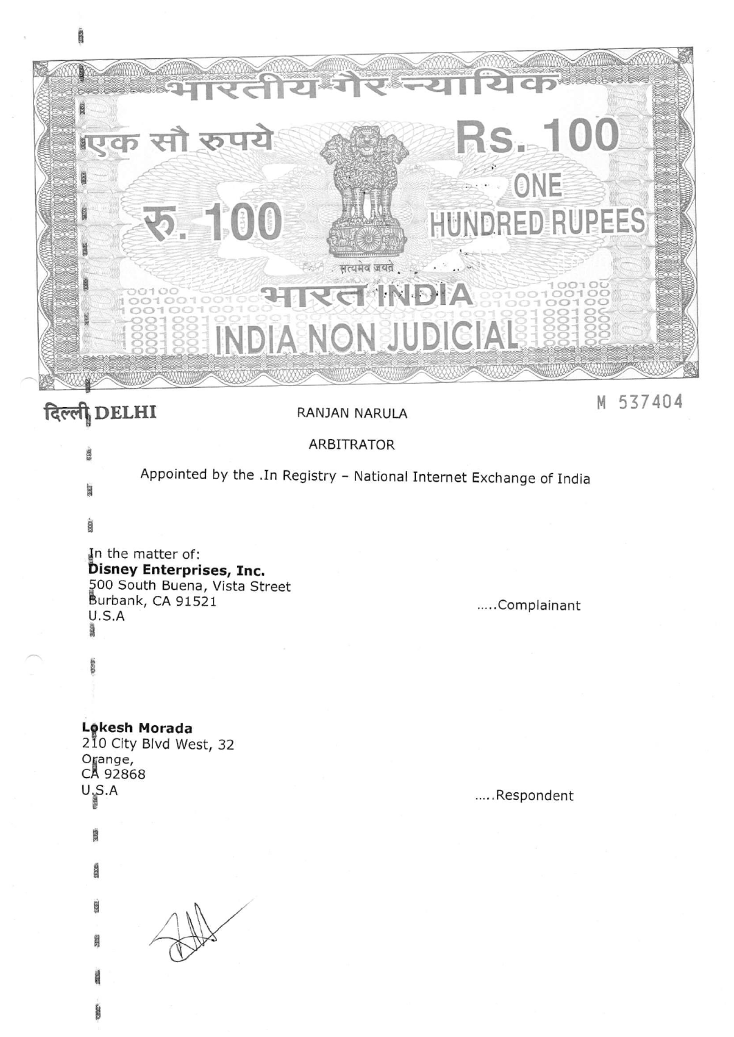भारतीय गैर न्यायिक

एक सौ रुपये

रु. 100

Rs. 100

ONE HUNDRED RUPEES

सत्यमेव जयते

भारत INDIA

INDIA NON JUDICIAL

दिल्ली DELHI

M 537404

RANJAN NARULA

ARBITRATOR

Appointed by the .In Registry – National Internet Exchange of India

In the matter of:

**Disney Enterprises, Inc.**
500 South Buena, Vista Street
Burbank, CA 91521
U.S.A

.....Complainant

**Lokesh Morada**
210 City Blvd West, 32
Orange,
CA 92868
U.S.A

.....Respondent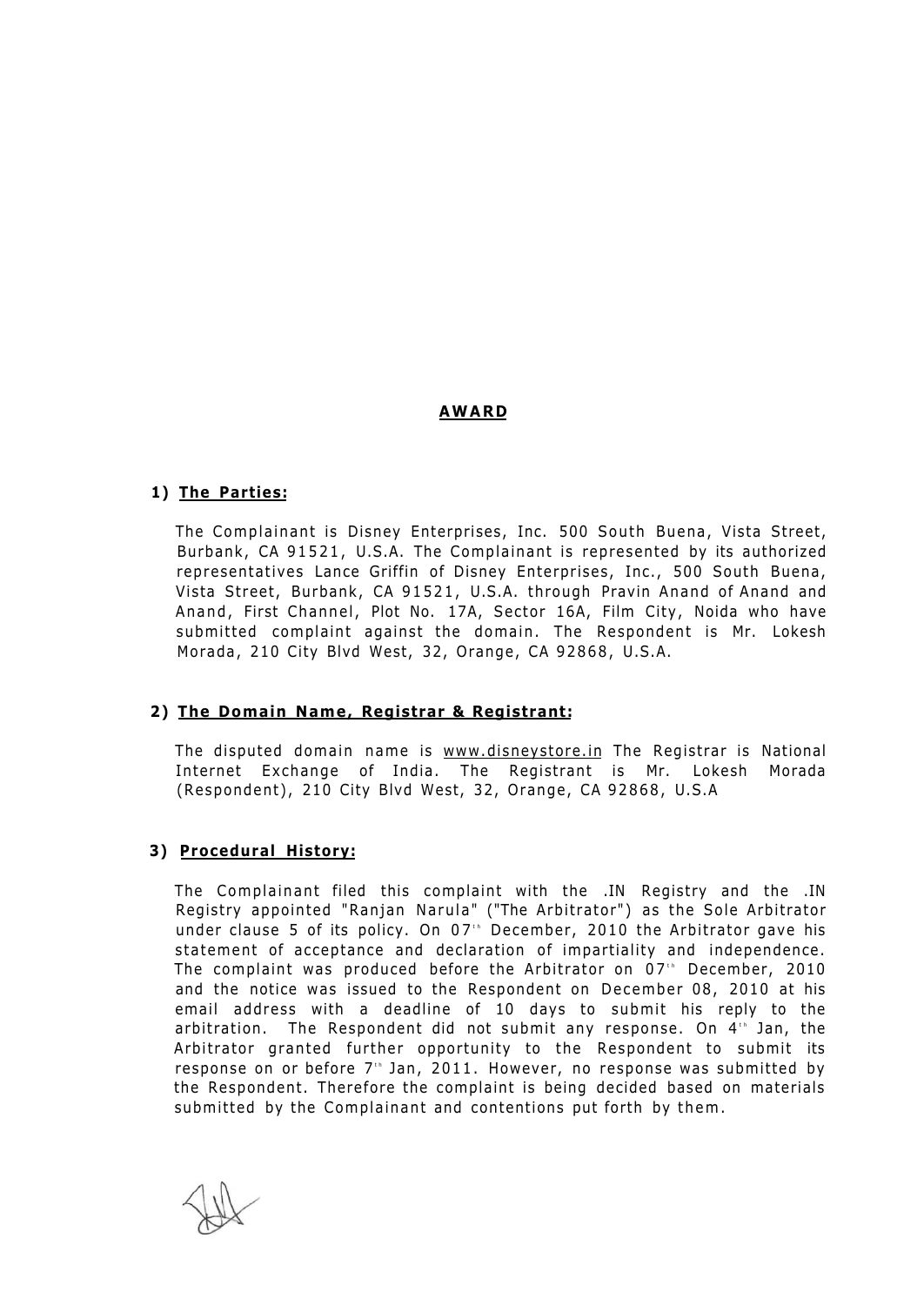# AWARD

## 1) The Parties:

The Complainant is Disney Enterprises, Inc. 500 South Buena, Vista Street, Burbank, CA 91521, U.S.A. The Complainant is represented by its authorized representatives Lance Griffin of Disney Enterprises, Inc., 500 South Buena, Vista Street, Burbank, CA 91521, U.S.A. through Pravin Anand of Anand and Anand, First Channel, Plot No. 17A, Sector 16A, Film City, Noida who have submitted complaint against the domain. The Respondent is Mr. Lokesh Morada, 210 City Blvd West, 32, Orange, CA 92868, U.S.A.

## 2) The Domain Name, Registrar & Registrant:

The disputed domain name is www.disneystore.in The Registrar is National Internet Exchange of India. The Registrant is Mr. Lokesh Morada (Respondent), 210 City Blvd West, 32, Orange, CA 92868, U.S.A

## 3) Procedural History:

The Complainant filed this complaint with the .IN Registry and the .IN Registry appointed "Ranjan Narula" ("The Arbitrator") as the Sole Arbitrator under clause 5 of its policy. On 07th December, 2010 the Arbitrator gave his statement of acceptance and declaration of impartiality and independence. The complaint was produced before the Arbitrator on 07th December, 2010 and the notice was issued to the Respondent on December 08, 2010 at his email address with a deadline of 10 days to submit his reply to the arbitration. The Respondent did not submit any response. On 4th Jan, the Arbitrator granted further opportunity to the Respondent to submit its response on or before 7th Jan, 2011. However, no response was submitted by the Respondent. Therefore the complaint is being decided based on materials submitted by the Complainant and contentions put forth by them.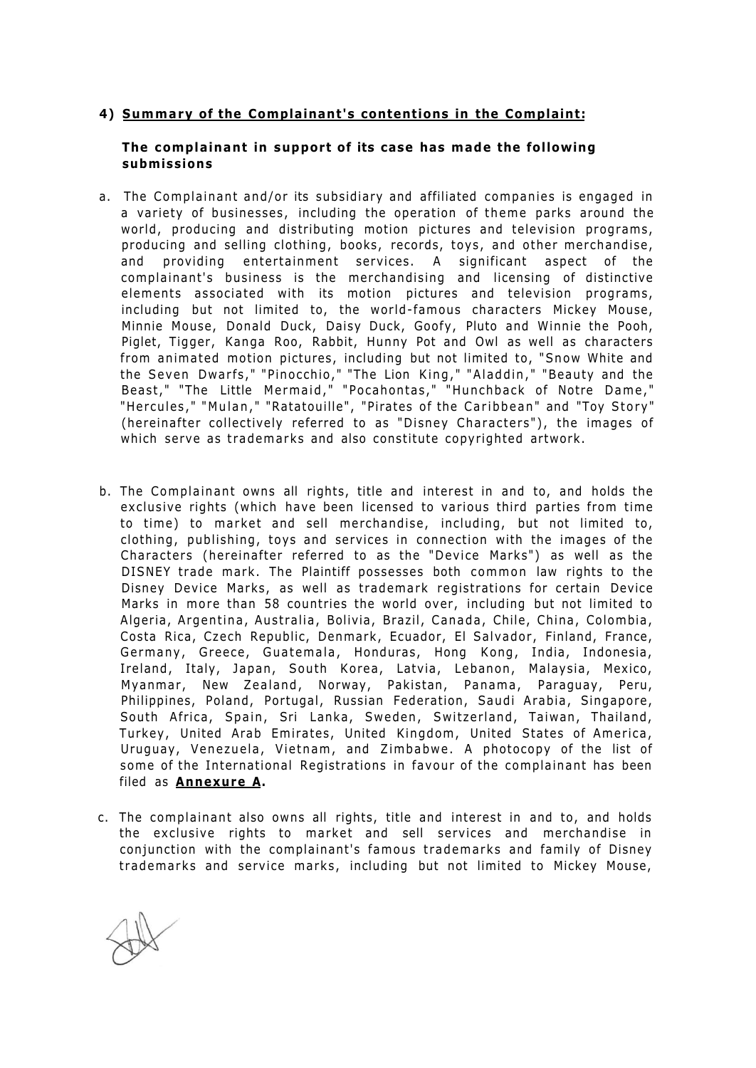**4) Summary of the Complainant's contentions in the Complaint:**

**The complainant in support of its case has made the following submissions**

a. The Complainant and/or its subsidiary and affiliated companies is engaged in a variety of businesses, including the operation of theme parks around the world, producing and distributing motion pictures and television programs, producing and selling clothing, books, records, toys, and other merchandise, and providing entertainment services. A significant aspect of the complainant's business is the merchandising and licensing of distinctive elements associated with its motion pictures and television programs, including but not limited to, the world-famous characters Mickey Mouse, Minnie Mouse, Donald Duck, Daisy Duck, Goofy, Pluto and Winnie the Pooh, Piglet, Tigger, Kanga Roo, Rabbit, Hunny Pot and Owl as well as characters from animated motion pictures, including but not limited to, "Snow White and the Seven Dwarfs," "Pinocchio," "The Lion King," "Aladdin," "Beauty and the Beast," "The Little Mermaid," "Pocahontas," "Hunchback of Notre Dame," "Hercules," "Mulan," "Ratatouille", "Pirates of the Caribbean" and "Toy Story" (hereinafter collectively referred to as "Disney Characters"), the images of which serve as trademarks and also constitute copyrighted artwork.

b. The Complainant owns all rights, title and interest in and to, and holds the exclusive rights (which have been licensed to various third parties from time to time) to market and sell merchandise, including, but not limited to, clothing, publishing, toys and services in connection with the images of the Characters (hereinafter referred to as the "Device Marks") as well as the DISNEY trade mark. The Plaintiff possesses both common law rights to the Disney Device Marks, as well as trademark registrations for certain Device Marks in more than 58 countries the world over, including but not limited to Algeria, Argentina, Australia, Bolivia, Brazil, Canada, Chile, China, Colombia, Costa Rica, Czech Republic, Denmark, Ecuador, El Salvador, Finland, France, Germany, Greece, Guatemala, Honduras, Hong Kong, India, Indonesia, Ireland, Italy, Japan, South Korea, Latvia, Lebanon, Malaysia, Mexico, Myanmar, New Zealand, Norway, Pakistan, Panama, Paraguay, Peru, Philippines, Poland, Portugal, Russian Federation, Saudi Arabia, Singapore, South Africa, Spain, Sri Lanka, Sweden, Switzerland, Taiwan, Thailand, Turkey, United Arab Emirates, United Kingdom, United States of America, Uruguay, Venezuela, Vietnam, and Zimbabwe. A photocopy of the list of some of the International Registrations in favour of the complainant has been filed as **Annexure A.**

c. The complainant also owns all rights, title and interest in and to, and holds the exclusive rights to market and sell services and merchandise in conjunction with the complainant's famous trademarks and family of Disney trademarks and service marks, including but not limited to Mickey Mouse,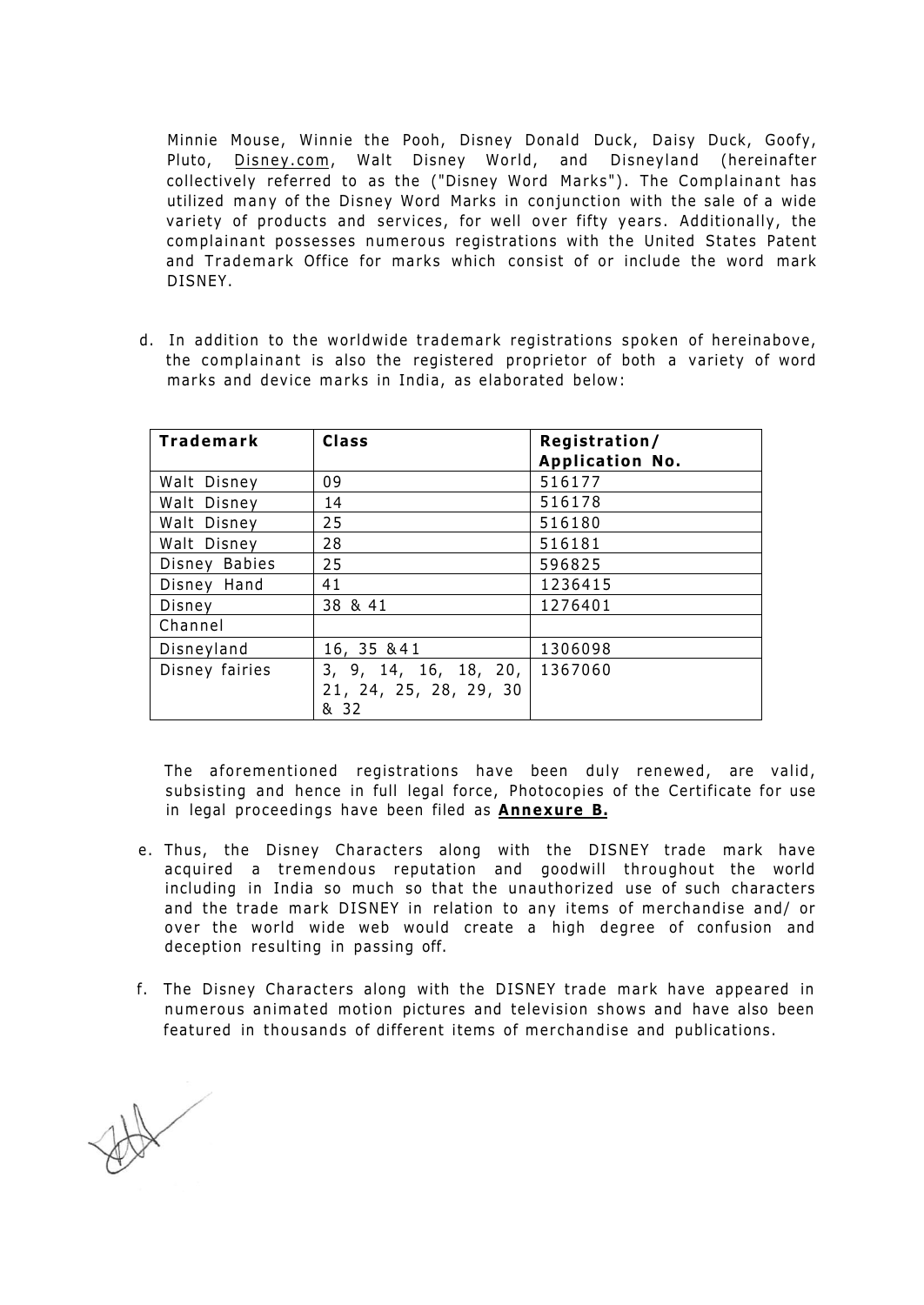Minnie Mouse, Winnie the Pooh, Disney Donald Duck, Daisy Duck, Goofy, Pluto, Disney.com, Walt Disney World, and Disneyland (hereinafter collectively referred to as the ("Disney Word Marks"). The Complainant has utilized many of the Disney Word Marks in conjunction with the sale of a wide variety of products and services, for well over fifty years. Additionally, the complainant possesses numerous registrations with the United States Patent and Trademark Office for marks which consist of or include the word mark DISNEY.

d. In addition to the worldwide trademark registrations spoken of hereinabove, the complainant is also the registered proprietor of both a variety of word marks and device marks in India, as elaborated below:

| Trademark | Class | Registration/ Application No. |
|---|---|---|
| Walt Disney | 09 | 516177 |
| Walt Disney | 14 | 516178 |
| Walt Disney | 25 | 516180 |
| Walt Disney | 28 | 516181 |
| Disney Babies | 25 | 596825 |
| Disney Hand | 41 | 1236415 |
| Disney Channel | 38 & 41 | 1276401 |
| Disneyland | 16, 35 &41 | 1306098 |
| Disney fairies | 3, 9, 14, 16, 18, 20, 21, 24, 25, 28, 29, 30 & 32 | 1367060 |

The aforementioned registrations have been duly renewed, are valid, subsisting and hence in full legal force, Photocopies of the Certificate for use in legal proceedings have been filed as **Annexure B.**

e. Thus, the Disney Characters along with the DISNEY trade mark have acquired a tremendous reputation and goodwill throughout the world including in India so much so that the unauthorized use of such characters and the trade mark DISNEY in relation to any items of merchandise and/ or over the world wide web would create a high degree of confusion and deception resulting in passing off.

f. The Disney Characters along with the DISNEY trade mark have appeared in numerous animated motion pictures and television shows and have also been featured in thousands of different items of merchandise and publications.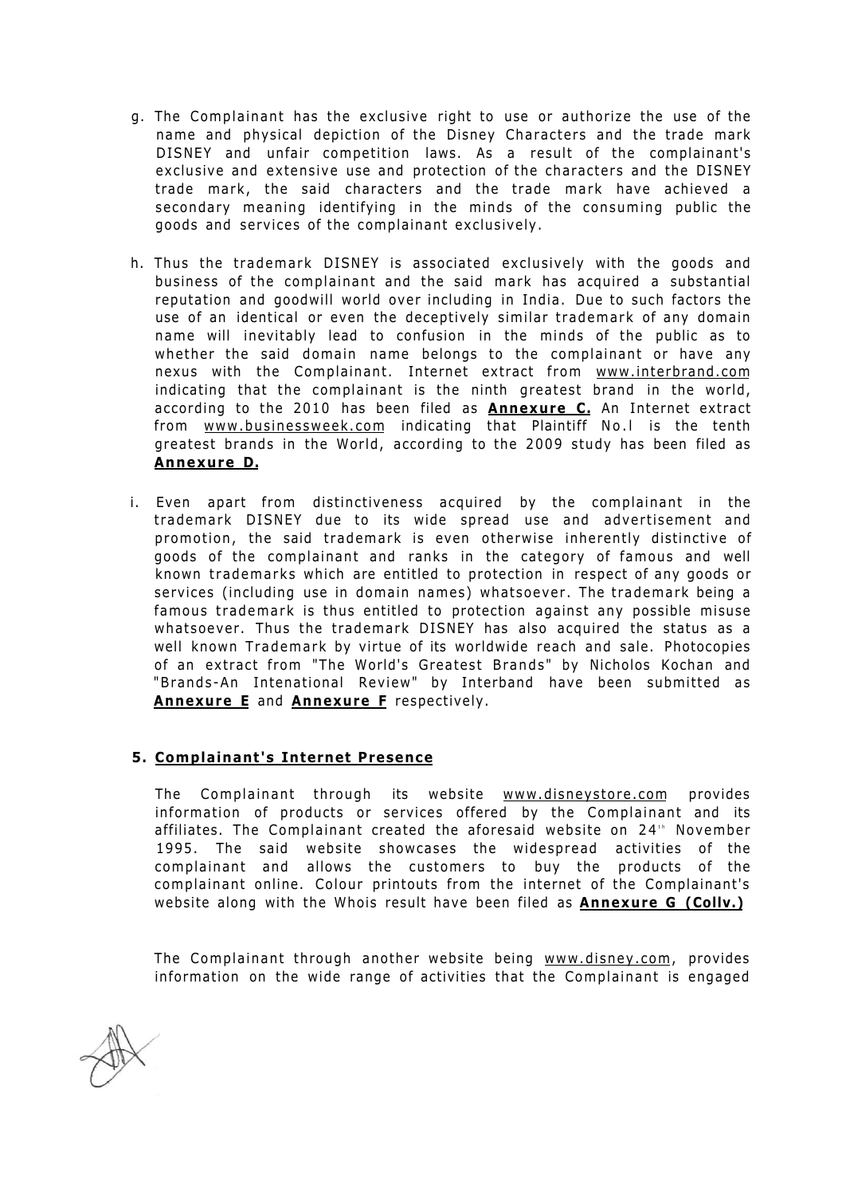g. The Complainant has the exclusive right to use or authorize the use of the name and physical depiction of the Disney Characters and the trade mark DISNEY and unfair competition laws. As a result of the complainant's exclusive and extensive use and protection of the characters and the DISNEY trade mark, the said characters and the trade mark have achieved a secondary meaning identifying in the minds of the consuming public the goods and services of the complainant exclusively.

h. Thus the trademark DISNEY is associated exclusively with the goods and business of the complainant and the said mark has acquired a substantial reputation and goodwill world over including in India. Due to such factors the use of an identical or even the deceptively similar trademark of any domain name will inevitably lead to confusion in the minds of the public as to whether the said domain name belongs to the complainant or have any nexus with the Complainant. Internet extract from www.interbrand.com indicating that the complainant is the ninth greatest brand in the world, according to the 2010 has been filed as **Annexure C.** An Internet extract from www.businessweek.com indicating that Plaintiff No.l is the tenth greatest brands in the World, according to the 2009 study has been filed as **Annexure D.**

i. Even apart from distinctiveness acquired by the complainant in the trademark DISNEY due to its wide spread use and advertisement and promotion, the said trademark is even otherwise inherently distinctive of goods of the complainant and ranks in the category of famous and well known trademarks which are entitled to protection in respect of any goods or services (including use in domain names) whatsoever. The trademark being a famous trademark is thus entitled to protection against any possible misuse whatsoever. Thus the trademark DISNEY has also acquired the status as a well known Trademark by virtue of its worldwide reach and sale. Photocopies of an extract from "The World's Greatest Brands" by Nicholos Kochan and "Brands-An Intenational Review" by Interband have been submitted as **Annexure E** and **Annexure F** respectively.

**5. Complainant's Internet Presence**

The Complainant through its website www.disneystore.com provides information of products or services offered by the Complainant and its affiliates. The Complainant created the aforesaid website on 24th November 1995. The said website showcases the widespread activities of the complainant and allows the customers to buy the products of the complainant online. Colour printouts from the internet of the Complainant's website along with the Whois result have been filed as **Annexure G (Collv.)**

The Complainant through another website being www.disney.com, provides information on the wide range of activities that the Complainant is engaged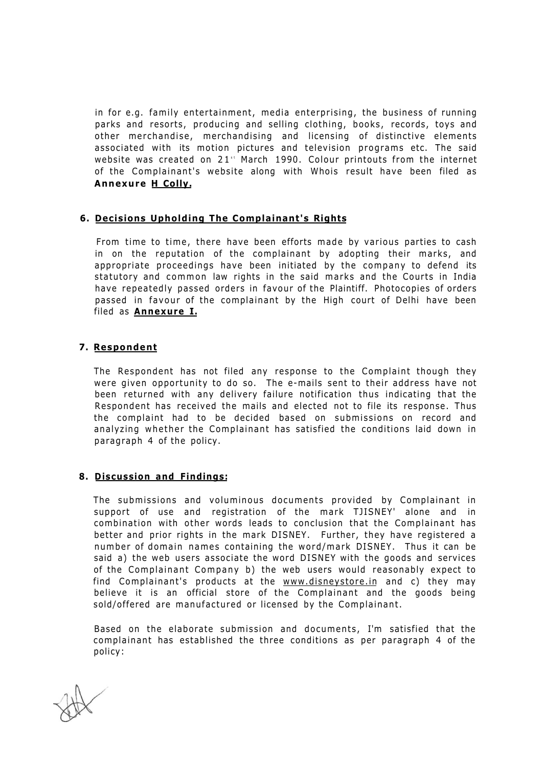in for e.g. family entertainment, media enterprising, the business of running parks and resorts, producing and selling clothing, books, records, toys and other merchandise, merchandising and licensing of distinctive elements associated with its motion pictures and television programs etc. The said website was created on 21st March 1990. Colour printouts from the internet of the Complainant's website along with Whois result have been filed as **Annexure H Colly.**

### 6. Decisions Upholding The Complainant's Rights

From time to time, there have been efforts made by various parties to cash in on the reputation of the complainant by adopting their marks, and appropriate proceedings have been initiated by the company to defend its statutory and common law rights in the said marks and the Courts in India have repeatedly passed orders in favour of the Plaintiff. Photocopies of orders passed in favour of the complainant by the High court of Delhi have been filed as **Annexure I.**

### 7. Respondent

The Respondent has not filed any response to the Complaint though they were given opportunity to do so. The e-mails sent to their address have not been returned with any delivery failure notification thus indicating that the Respondent has received the mails and elected not to file its response. Thus the complaint had to be decided based on submissions on record and analyzing whether the Complainant has satisfied the conditions laid down in paragraph 4 of the policy.

### 8. Discussion and Findings:

The submissions and voluminous documents provided by Complainant in support of use and registration of the mark TJISNEY' alone and in combination with other words leads to conclusion that the Complainant has better and prior rights in the mark DISNEY. Further, they have registered a number of domain names containing the word/mark DISNEY. Thus it can be said a) the web users associate the word DISNEY with the goods and services of the Complainant Company b) the web users would reasonably expect to find Complainant's products at the www.disneystore.in and c) they may believe it is an official store of the Complainant and the goods being sold/offered are manufactured or licensed by the Complainant.

Based on the elaborate submission and documents, I'm satisfied that the complainant has established the three conditions as per paragraph 4 of the policy: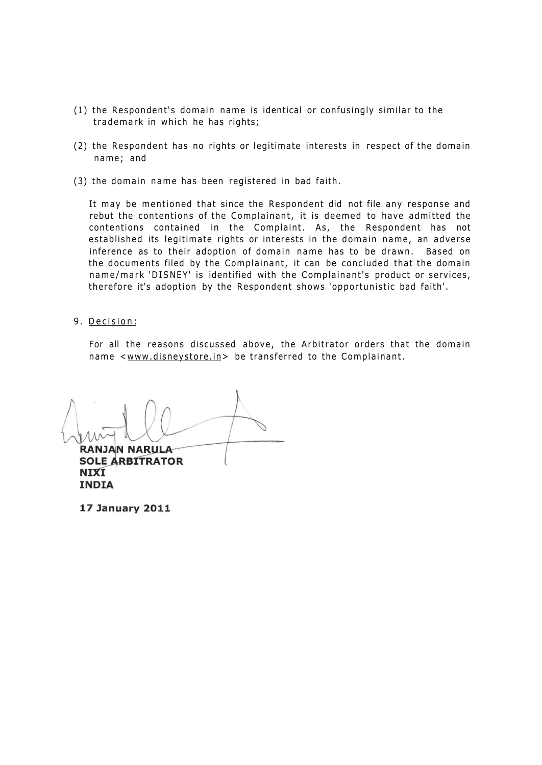(1) the Respondent's domain name is identical or confusingly similar to the trademark in which he has rights;

(2) the Respondent has no rights or legitimate interests in respect of the domain name; and

(3) the domain name has been registered in bad faith.

It may be mentioned that since the Respondent did not file any response and rebut the contentions of the Complainant, it is deemed to have admitted the contentions contained in the Complaint. As, the Respondent has not established its legitimate rights or interests in the domain name, an adverse inference as to their adoption of domain name has to be drawn. Based on the documents filed by the Complainant, it can be concluded that the domain name/mark 'DISNEY' is identified with the Complainant's product or services, therefore it's adoption by the Respondent shows 'opportunistic bad faith'.

9. Decision:

For all the reasons discussed above, the Arbitrator orders that the domain name <www.disneystore.in> be transferred to the Complainant.

**RANJAN NARULA**
**SOLE ARBITRATOR**
**NIXI**
**INDIA**

**17 January 2011**